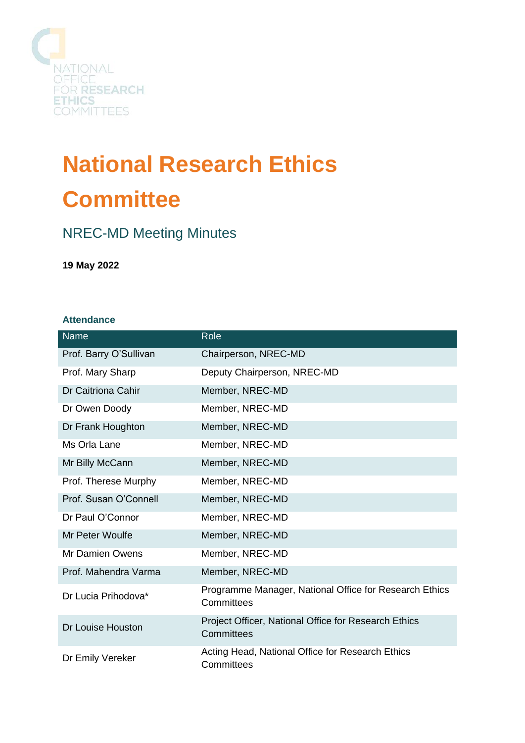NATIONAL OFFICE FOR RESEARCH ETHICS COMMITTEES

# National Research Ethics Committee

## NREC-MD Meeting Minutes

**19 May 2022**

### Attendance

| Name | Role |
|---|---|
| Prof. Barry O'Sullivan | Chairperson, NREC-MD |
| Prof. Mary Sharp | Deputy Chairperson, NREC-MD |
| Dr Caitriona Cahir | Member, NREC-MD |
| Dr Owen Doody | Member, NREC-MD |
| Dr Frank Houghton | Member, NREC-MD |
| Ms Orla Lane | Member, NREC-MD |
| Mr Billy McCann | Member, NREC-MD |
| Prof. Therese Murphy | Member, NREC-MD |
| Prof. Susan O'Connell | Member, NREC-MD |
| Dr Paul O'Connor | Member, NREC-MD |
| Mr Peter Woulfe | Member, NREC-MD |
| Mr Damien Owens | Member, NREC-MD |
| Prof. Mahendra Varma | Member, NREC-MD |
| Dr Lucia Prihodova* | Programme Manager, National Office for Research Ethics Committees |
| Dr Louise Houston | Project Officer, National Office for Research Ethics Committees |
| Dr Emily Vereker | Acting Head, National Office for Research Ethics Committees |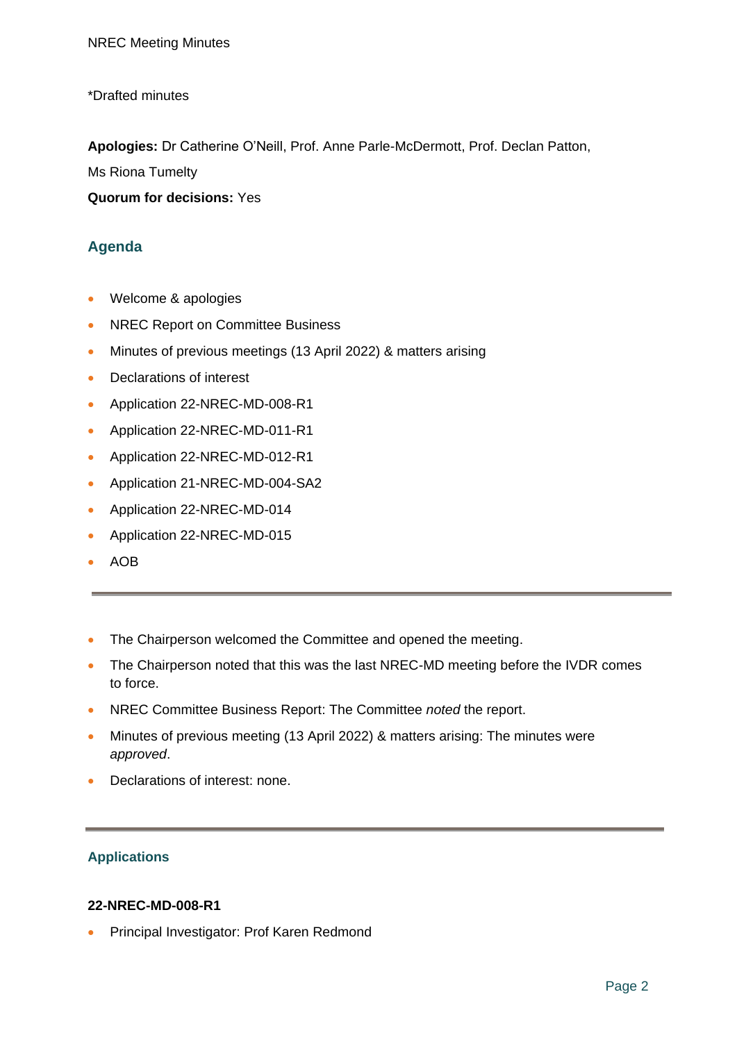*Drafted minutes

**Apologies:** Dr Catherine O'Neill, Prof. Anne Parle-McDermott, Prof. Declan Patton, Ms Riona Tumelty

**Quorum for decisions:** Yes

## Agenda

- Welcome & apologies
- NREC Report on Committee Business
- Minutes of previous meetings (13 April 2022) & matters arising
- Declarations of interest
- Application 22-NREC-MD-008-R1
- Application 22-NREC-MD-011-R1
- Application 22-NREC-MD-012-R1
- Application 21-NREC-MD-004-SA2
- Application 22-NREC-MD-014
- Application 22-NREC-MD-015
- AOB

---

- The Chairperson welcomed the Committee and opened the meeting.
- The Chairperson noted that this was the last NREC-MD meeting before the IVDR comes to force.
- NREC Committee Business Report: The Committee *noted* the report.
- Minutes of previous meeting (13 April 2022) & matters arising: The minutes were *approved*.
- Declarations of interest: none.

---

### Applications

**22-NREC-MD-008-R1**

- Principal Investigator: Prof Karen Redmond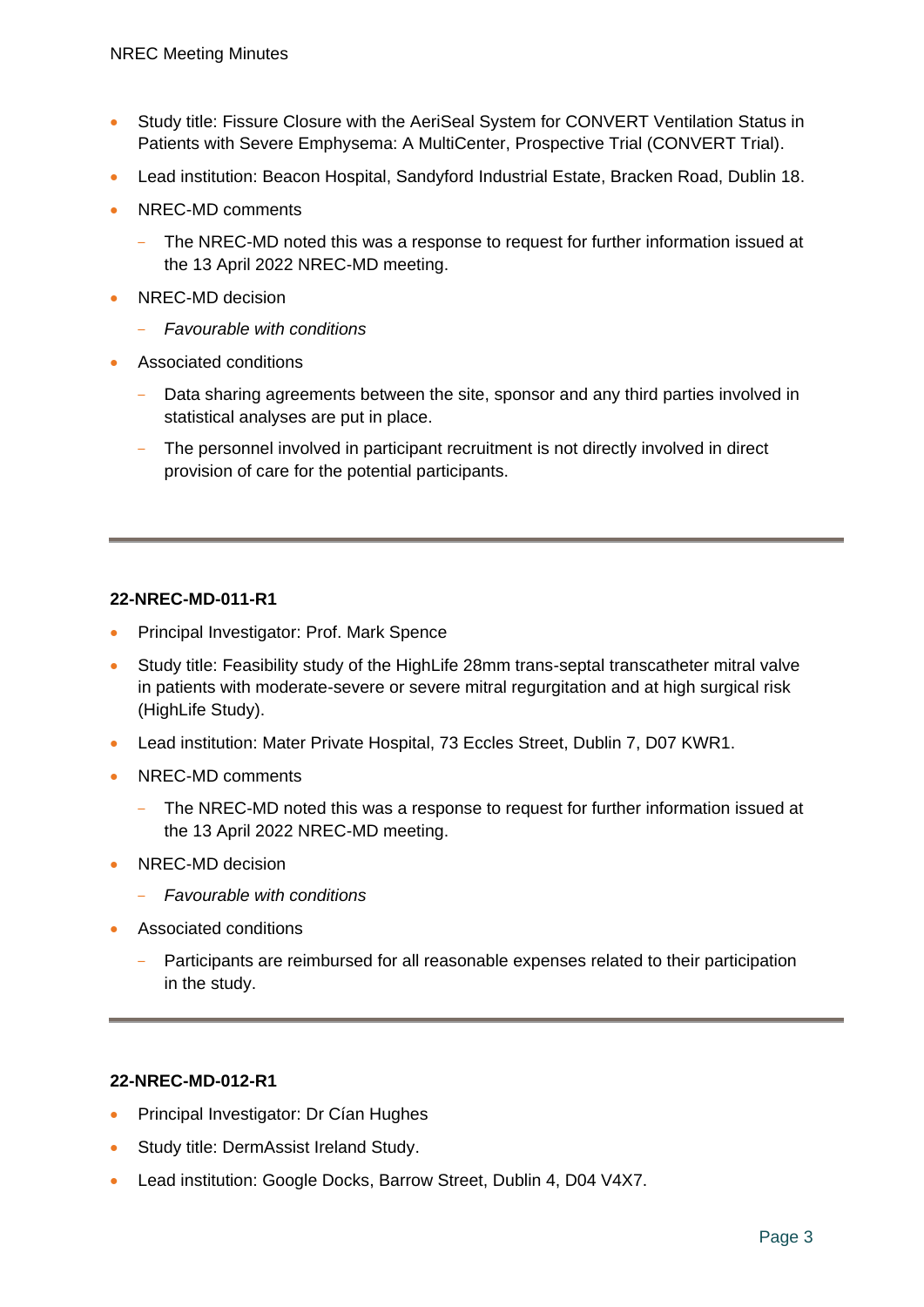- Study title: Fissure Closure with the AeriSeal System for CONVERT Ventilation Status in Patients with Severe Emphysema: A MultiCenter, Prospective Trial (CONVERT Trial).
- Lead institution: Beacon Hospital, Sandyford Industrial Estate, Bracken Road, Dublin 18.
- NREC-MD comments
  - The NREC-MD noted this was a response to request for further information issued at the 13 April 2022 NREC-MD meeting.
- NREC-MD decision
  - *Favourable with conditions*
- Associated conditions
  - Data sharing agreements between the site, sponsor and any third parties involved in statistical analyses are put in place.
  - The personnel involved in participant recruitment is not directly involved in direct provision of care for the potential participants.

---

**22-NREC-MD-011-R1**

- Principal Investigator: Prof. Mark Spence
- Study title: Feasibility study of the HighLife 28mm trans-septal transcatheter mitral valve in patients with moderate-severe or severe mitral regurgitation and at high surgical risk (HighLife Study).
- Lead institution: Mater Private Hospital, 73 Eccles Street, Dublin 7, D07 KWR1.
- NREC-MD comments
  - The NREC-MD noted this was a response to request for further information issued at the 13 April 2022 NREC-MD meeting.
- NREC-MD decision
  - *Favourable with conditions*
- Associated conditions
  - Participants are reimbursed for all reasonable expenses related to their participation in the study.

---

**22-NREC-MD-012-R1**

- Principal Investigator: Dr Cían Hughes
- Study title: DermAssist Ireland Study.
- Lead institution: Google Docks, Barrow Street, Dublin 4, D04 V4X7.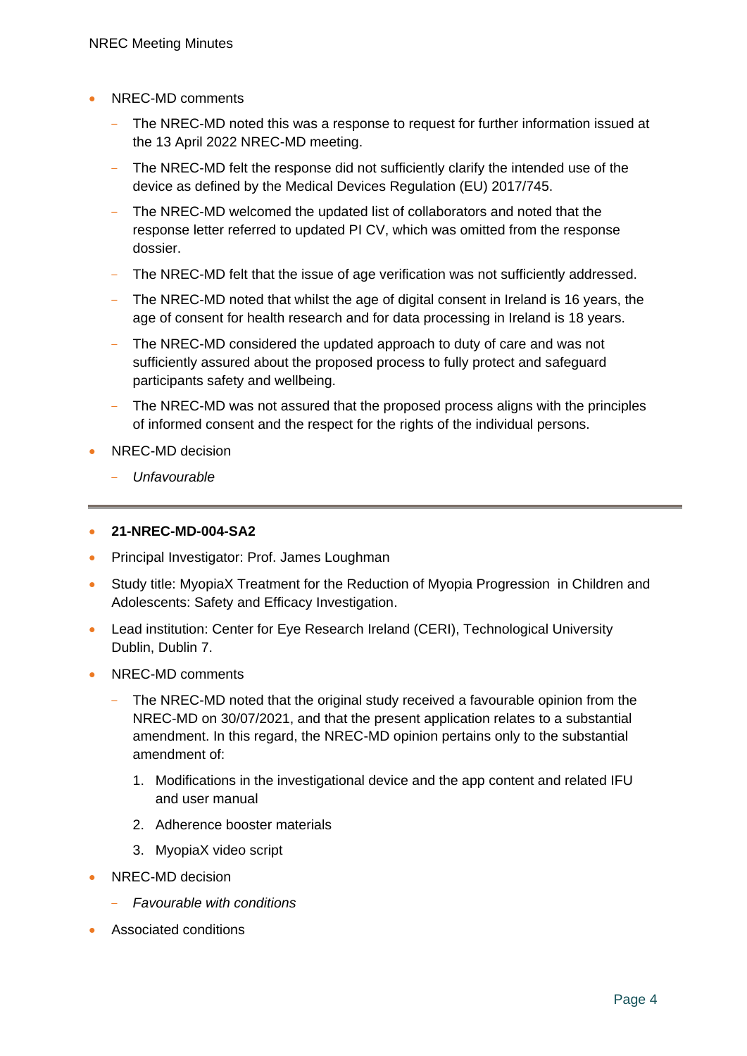- NREC-MD comments
    - The NREC-MD noted this was a response to request for further information issued at the 13 April 2022 NREC-MD meeting.
    - The NREC-MD felt the response did not sufficiently clarify the intended use of the device as defined by the Medical Devices Regulation (EU) 2017/745.
    - The NREC-MD welcomed the updated list of collaborators and noted that the response letter referred to updated PI CV, which was omitted from the response dossier.
    - The NREC-MD felt that the issue of age verification was not sufficiently addressed.
    - The NREC-MD noted that whilst the age of digital consent in Ireland is 16 years, the age of consent for health research and for data processing in Ireland is 18 years.
    - The NREC-MD considered the updated approach to duty of care and was not sufficiently assured about the proposed process to fully protect and safeguard participants safety and wellbeing.
    - The NREC-MD was not assured that the proposed process aligns with the principles of informed consent and the respect for the rights of the individual persons.
- NREC-MD decision
    - *Unfavourable*

---

- **21-NREC-MD-004-SA2**
- Principal Investigator: Prof. James Loughman
- Study title: MyopiaX Treatment for the Reduction of Myopia Progression in Children and Adolescents: Safety and Efficacy Investigation.
- Lead institution: Center for Eye Research Ireland (CERI), Technological University Dublin, Dublin 7.
- NREC-MD comments
    - The NREC-MD noted that the original study received a favourable opinion from the NREC-MD on 30/07/2021, and that the present application relates to a substantial amendment. In this regard, the NREC-MD opinion pertains only to the substantial amendment of:
        1. Modifications in the investigational device and the app content and related IFU and user manual
        2. Adherence booster materials
        3. MyopiaX video script
- NREC-MD decision
    - *Favourable with conditions*
- Associated conditions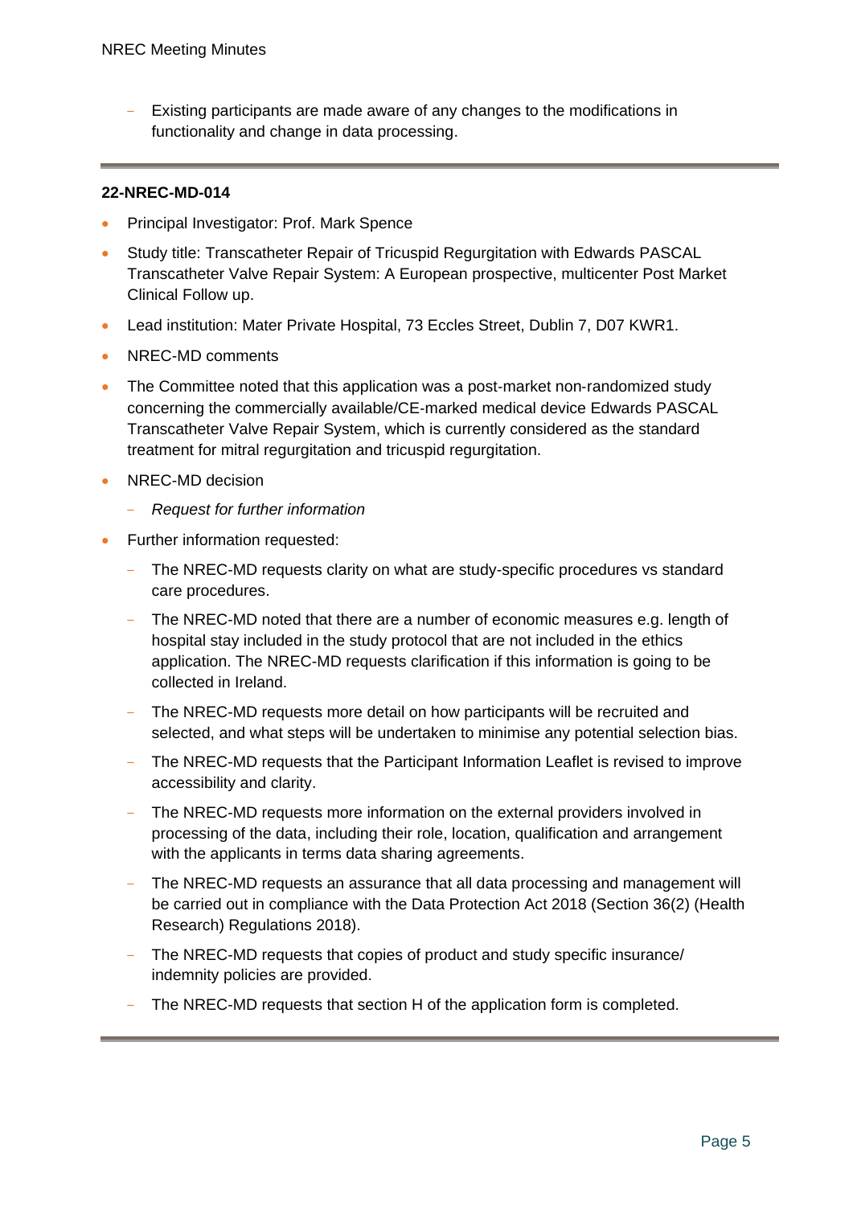- Existing participants are made aware of any changes to the modifications in functionality and change in data processing.

---

**22-NREC-MD-014**

- Principal Investigator: Prof. Mark Spence
- Study title: Transcatheter Repair of Tricuspid Regurgitation with Edwards PASCAL Transcatheter Valve Repair System: A European prospective, multicenter Post Market Clinical Follow up.
- Lead institution: Mater Private Hospital, 73 Eccles Street, Dublin 7, D07 KWR1.
- NREC-MD comments
- The Committee noted that this application was a post-market non-randomized study concerning the commercially available/CE-marked medical device Edwards PASCAL Transcatheter Valve Repair System, which is currently considered as the standard treatment for mitral regurgitation and tricuspid regurgitation.
- NREC-MD decision
  - *Request for further information*
- Further information requested:
  - The NREC-MD requests clarity on what are study-specific procedures vs standard care procedures.
  - The NREC-MD noted that there are a number of economic measures e.g. length of hospital stay included in the study protocol that are not included in the ethics application. The NREC-MD requests clarification if this information is going to be collected in Ireland.
  - The NREC-MD requests more detail on how participants will be recruited and selected, and what steps will be undertaken to minimise any potential selection bias.
  - The NREC-MD requests that the Participant Information Leaflet is revised to improve accessibility and clarity.
  - The NREC-MD requests more information on the external providers involved in processing of the data, including their role, location, qualification and arrangement with the applicants in terms data sharing agreements.
  - The NREC-MD requests an assurance that all data processing and management will be carried out in compliance with the Data Protection Act 2018 (Section 36(2) (Health Research) Regulations 2018).
  - The NREC-MD requests that copies of product and study specific insurance/ indemnity policies are provided.
  - The NREC-MD requests that section H of the application form is completed.

---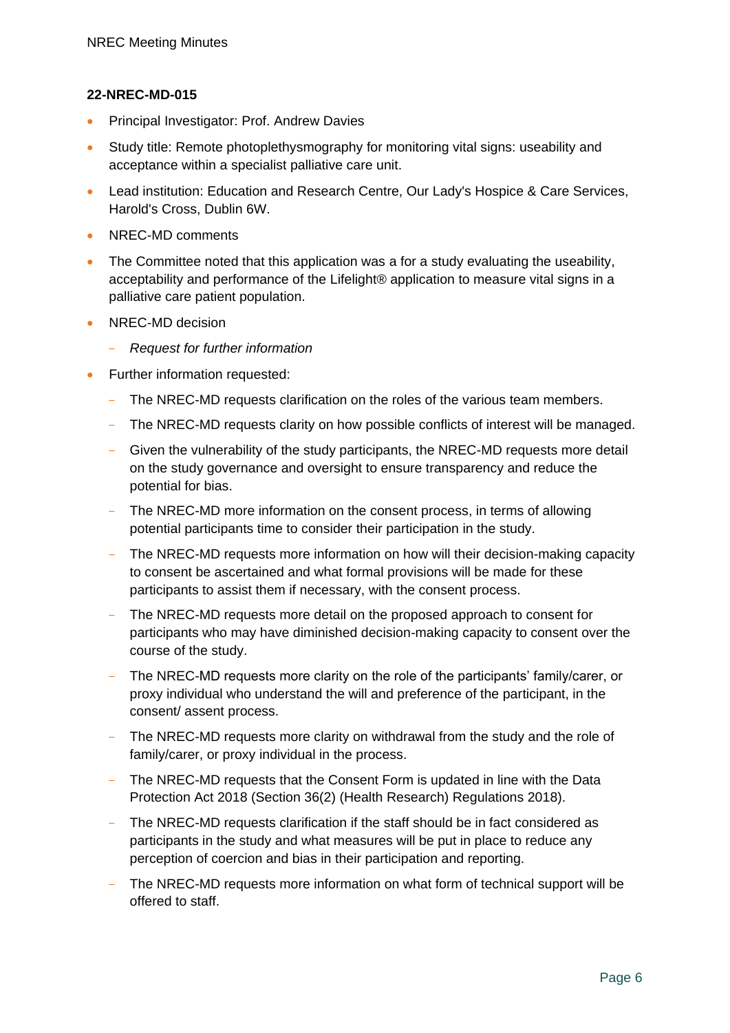**22-NREC-MD-015**

- Principal Investigator: Prof. Andrew Davies
- Study title: Remote photoplethysmography for monitoring vital signs: useability and acceptance within a specialist palliative care unit.
- Lead institution: Education and Research Centre, Our Lady's Hospice & Care Services, Harold's Cross, Dublin 6W.
- NREC-MD comments
- The Committee noted that this application was a for a study evaluating the useability, acceptability and performance of the Lifelight® application to measure vital signs in a palliative care patient population.
- NREC-MD decision
  - *Request for further information*
- Further information requested:
  - The NREC-MD requests clarification on the roles of the various team members.
  - The NREC-MD requests clarity on how possible conflicts of interest will be managed.
  - Given the vulnerability of the study participants, the NREC-MD requests more detail on the study governance and oversight to ensure transparency and reduce the potential for bias.
  - The NREC-MD more information on the consent process, in terms of allowing potential participants time to consider their participation in the study.
  - The NREC-MD requests more information on how will their decision-making capacity to consent be ascertained and what formal provisions will be made for these participants to assist them if necessary, with the consent process.
  - The NREC-MD requests more detail on the proposed approach to consent for participants who may have diminished decision-making capacity to consent over the course of the study.
  - The NREC-MD requests more clarity on the role of the participants' family/carer, or proxy individual who understand the will and preference of the participant, in the consent/ assent process.
  - The NREC-MD requests more clarity on withdrawal from the study and the role of family/carer, or proxy individual in the process.
  - The NREC-MD requests that the Consent Form is updated in line with the Data Protection Act 2018 (Section 36(2) (Health Research) Regulations 2018).
  - The NREC-MD requests clarification if the staff should be in fact considered as participants in the study and what measures will be put in place to reduce any perception of coercion and bias in their participation and reporting.
  - The NREC-MD requests more information on what form of technical support will be offered to staff.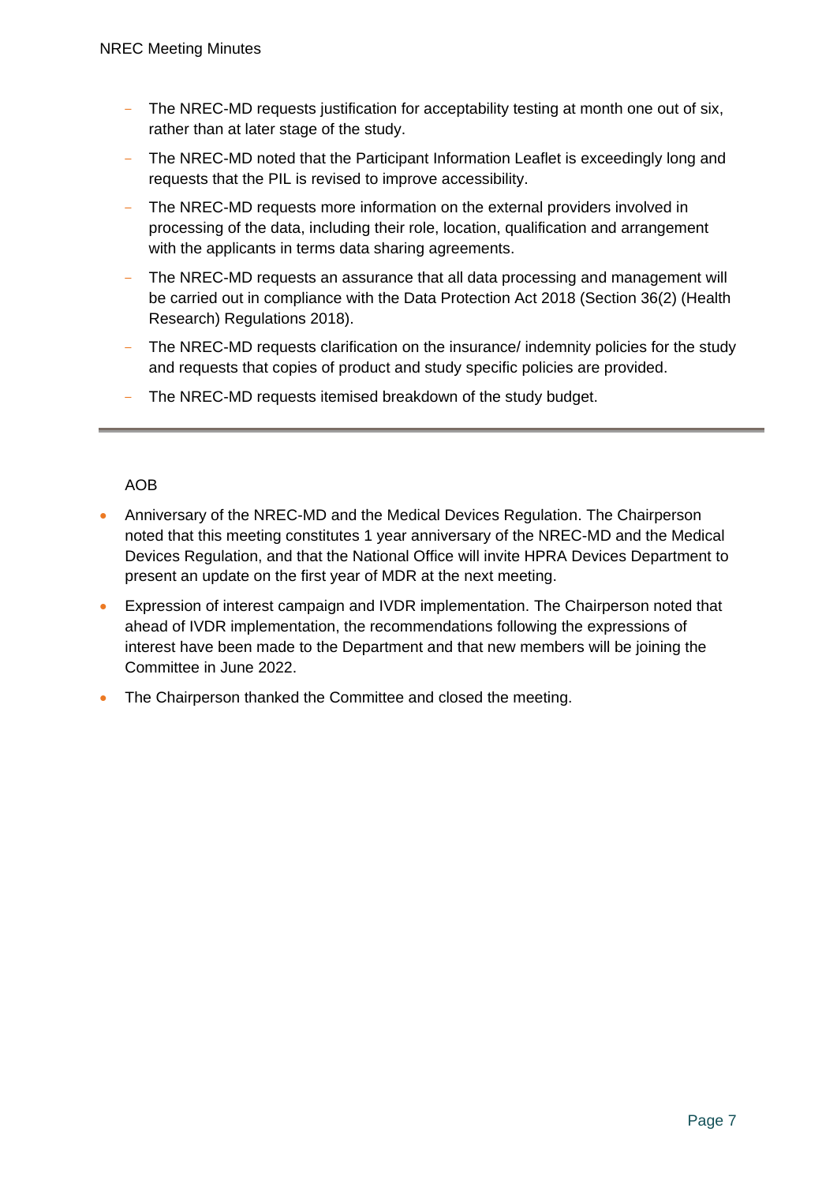- The NREC-MD requests justification for acceptability testing at month one out of six, rather than at later stage of the study.
- The NREC-MD noted that the Participant Information Leaflet is exceedingly long and requests that the PIL is revised to improve accessibility.
- The NREC-MD requests more information on the external providers involved in processing of the data, including their role, location, qualification and arrangement with the applicants in terms data sharing agreements.
- The NREC-MD requests an assurance that all data processing and management will be carried out in compliance with the Data Protection Act 2018 (Section 36(2) (Health Research) Regulations 2018).
- The NREC-MD requests clarification on the insurance/ indemnity policies for the study and requests that copies of product and study specific policies are provided.
- The NREC-MD requests itemised breakdown of the study budget.

---

AOB

- Anniversary of the NREC-MD and the Medical Devices Regulation. The Chairperson noted that this meeting constitutes 1 year anniversary of the NREC-MD and the Medical Devices Regulation, and that the National Office will invite HPRA Devices Department to present an update on the first year of MDR at the next meeting.
- Expression of interest campaign and IVDR implementation. The Chairperson noted that ahead of IVDR implementation, the recommendations following the expressions of interest have been made to the Department and that new members will be joining the Committee in June 2022.
- The Chairperson thanked the Committee and closed the meeting.